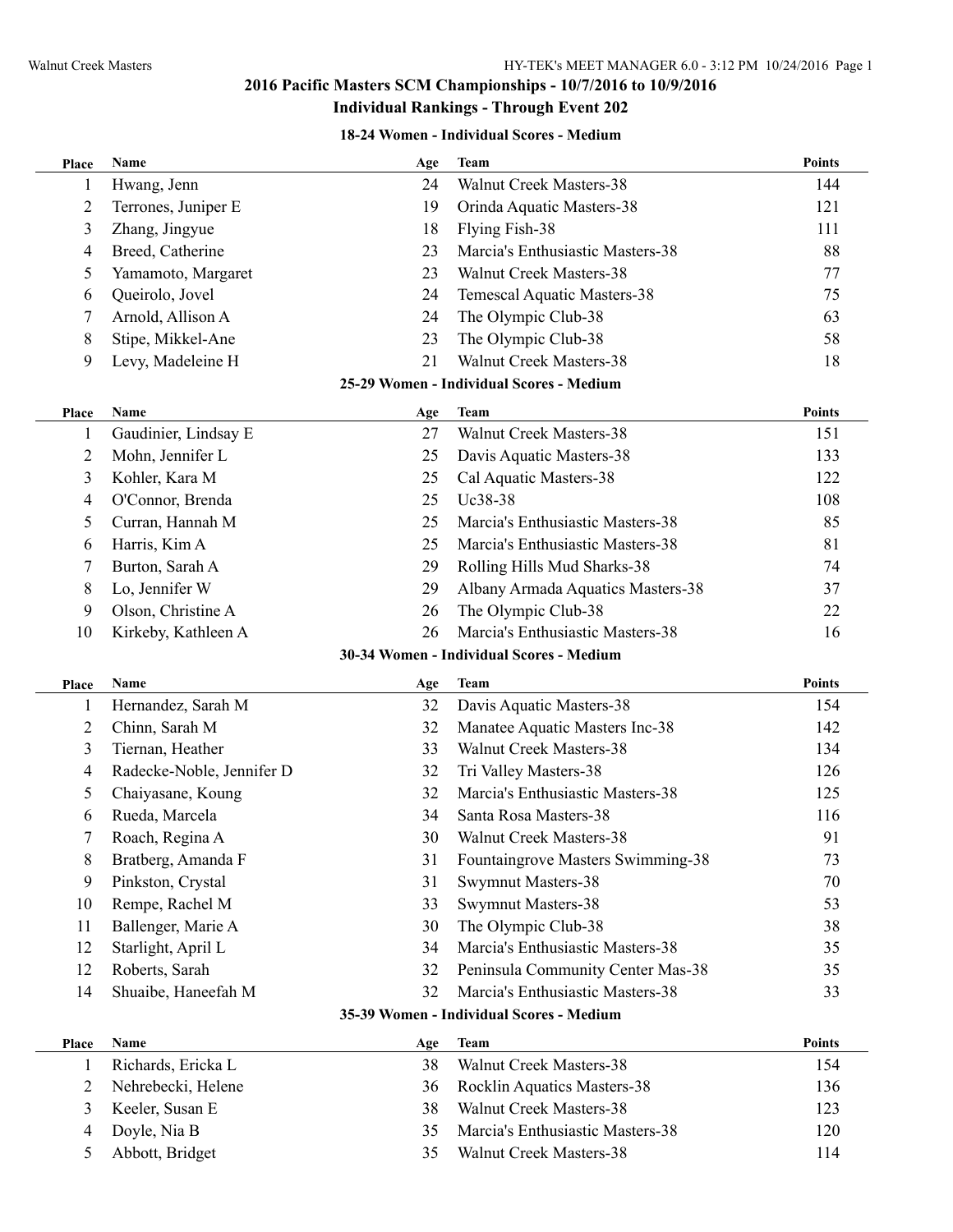# 2016 Pacific Masters SCM Championships - 10/7/2016 to 10/9/2016

## Individual Rankings - Through Event 202

### 18-24 Women - Individual Scores - Medium

| Place | Name | Age | Team | Points |
|---|---|---|---|---|
| 1 | Hwang, Jenn | 24 | Walnut Creek Masters-38 | 144 |
| 2 | Terrones, Juniper E | 19 | Orinda Aquatic Masters-38 | 121 |
| 3 | Zhang, Jingyue | 18 | Flying Fish-38 | 111 |
| 4 | Breed, Catherine | 23 | Marcia's Enthusiastic Masters-38 | 88 |
| 5 | Yamamoto, Margaret | 23 | Walnut Creek Masters-38 | 77 |
| 6 | Queirolo, Jovel | 24 | Temescal Aquatic Masters-38 | 75 |
| 7 | Arnold, Allison A | 24 | The Olympic Club-38 | 63 |
| 8 | Stipe, Mikkel-Ane | 23 | The Olympic Club-38 | 58 |
| 9 | Levy, Madeleine H | 21 | Walnut Creek Masters-38 | 18 |

### 25-29 Women - Individual Scores - Medium

| Place | Name | Age | Team | Points |
|---|---|---|---|---|
| 1 | Gaudinier, Lindsay E | 27 | Walnut Creek Masters-38 | 151 |
| 2 | Mohn, Jennifer L | 25 | Davis Aquatic Masters-38 | 133 |
| 3 | Kohler, Kara M | 25 | Cal Aquatic Masters-38 | 122 |
| 4 | O'Connor, Brenda | 25 | Uc38-38 | 108 |
| 5 | Curran, Hannah M | 25 | Marcia's Enthusiastic Masters-38 | 85 |
| 6 | Harris, Kim A | 25 | Marcia's Enthusiastic Masters-38 | 81 |
| 7 | Burton, Sarah A | 29 | Rolling Hills Mud Sharks-38 | 74 |
| 8 | Lo, Jennifer W | 29 | Albany Armada Aquatics Masters-38 | 37 |
| 9 | Olson, Christine A | 26 | The Olympic Club-38 | 22 |
| 10 | Kirkeby, Kathleen A | 26 | Marcia's Enthusiastic Masters-38 | 16 |

### 30-34 Women - Individual Scores - Medium

| Place | Name | Age | Team | Points |
|---|---|---|---|---|
| 1 | Hernandez, Sarah M | 32 | Davis Aquatic Masters-38 | 154 |
| 2 | Chinn, Sarah M | 32 | Manatee Aquatic Masters Inc-38 | 142 |
| 3 | Tiernan, Heather | 33 | Walnut Creek Masters-38 | 134 |
| 4 | Radecke-Noble, Jennifer D | 32 | Tri Valley Masters-38 | 126 |
| 5 | Chaiyasane, Koung | 32 | Marcia's Enthusiastic Masters-38 | 125 |
| 6 | Rueda, Marcela | 34 | Santa Rosa Masters-38 | 116 |
| 7 | Roach, Regina A | 30 | Walnut Creek Masters-38 | 91 |
| 8 | Bratberg, Amanda F | 31 | Fountaingrove Masters Swimming-38 | 73 |
| 9 | Pinkston, Crystal | 31 | Swymnut Masters-38 | 70 |
| 10 | Rempe, Rachel M | 33 | Swymnut Masters-38 | 53 |
| 11 | Ballenger, Marie A | 30 | The Olympic Club-38 | 38 |
| 12 | Starlight, April L | 34 | Marcia's Enthusiastic Masters-38 | 35 |
| 12 | Roberts, Sarah | 32 | Peninsula Community Center Mas-38 | 35 |
| 14 | Shuaibe, Haneefah M | 32 | Marcia's Enthusiastic Masters-38 | 33 |

### 35-39 Women - Individual Scores - Medium

| Place | Name | Age | Team | Points |
|---|---|---|---|---|
| 1 | Richards, Ericka L | 38 | Walnut Creek Masters-38 | 154 |
| 2 | Nehrebecki, Helene | 36 | Rocklin Aquatics Masters-38 | 136 |
| 3 | Keeler, Susan E | 38 | Walnut Creek Masters-38 | 123 |
| 4 | Doyle, Nia B | 35 | Marcia's Enthusiastic Masters-38 | 120 |
| 5 | Abbott, Bridget | 35 | Walnut Creek Masters-38 | 114 |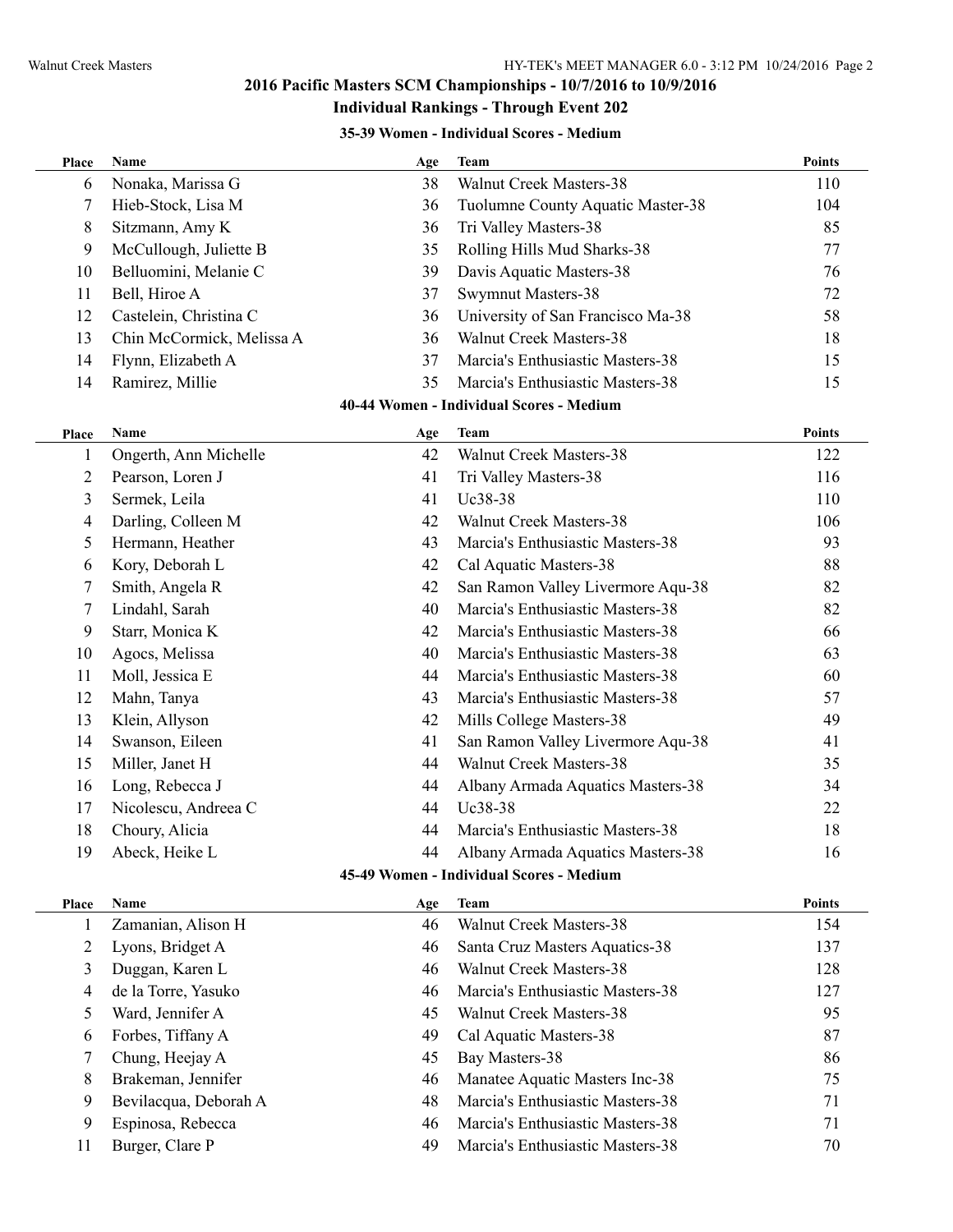## 2016 Pacific Masters SCM Championships - 10/7/2016 to 10/9/2016

## Individual Rankings - Through Event 202

### 35-39 Women - Individual Scores - Medium

| Place | Name | Age | Team | Points |
|---|---|---|---|---|
| 6 | Nonaka, Marissa G | 38 | Walnut Creek Masters-38 | 110 |
| 7 | Hieb-Stock, Lisa M | 36 | Tuolumne County Aquatic Master-38 | 104 |
| 8 | Sitzmann, Amy K | 36 | Tri Valley Masters-38 | 85 |
| 9 | McCullough, Juliette B | 35 | Rolling Hills Mud Sharks-38 | 77 |
| 10 | Belluomini, Melanie C | 39 | Davis Aquatic Masters-38 | 76 |
| 11 | Bell, Hiroe A | 37 | Swymnut Masters-38 | 72 |
| 12 | Castelein, Christina C | 36 | University of San Francisco Ma-38 | 58 |
| 13 | Chin McCormick, Melissa A | 36 | Walnut Creek Masters-38 | 18 |
| 14 | Flynn, Elizabeth A | 37 | Marcia's Enthusiastic Masters-38 | 15 |
| 14 | Ramirez, Millie | 35 | Marcia's Enthusiastic Masters-38 | 15 |

### 40-44 Women - Individual Scores - Medium

| Place | Name | Age | Team | Points |
|---|---|---|---|---|
| 1 | Ongerth, Ann Michelle | 42 | Walnut Creek Masters-38 | 122 |
| 2 | Pearson, Loren J | 41 | Tri Valley Masters-38 | 116 |
| 3 | Sermek, Leila | 41 | Uc38-38 | 110 |
| 4 | Darling, Colleen M | 42 | Walnut Creek Masters-38 | 106 |
| 5 | Hermann, Heather | 43 | Marcia's Enthusiastic Masters-38 | 93 |
| 6 | Kory, Deborah L | 42 | Cal Aquatic Masters-38 | 88 |
| 7 | Smith, Angela R | 42 | San Ramon Valley Livermore Aqu-38 | 82 |
| 7 | Lindahl, Sarah | 40 | Marcia's Enthusiastic Masters-38 | 82 |
| 9 | Starr, Monica K | 42 | Marcia's Enthusiastic Masters-38 | 66 |
| 10 | Agocs, Melissa | 40 | Marcia's Enthusiastic Masters-38 | 63 |
| 11 | Moll, Jessica E | 44 | Marcia's Enthusiastic Masters-38 | 60 |
| 12 | Mahn, Tanya | 43 | Marcia's Enthusiastic Masters-38 | 57 |
| 13 | Klein, Allyson | 42 | Mills College Masters-38 | 49 |
| 14 | Swanson, Eileen | 41 | San Ramon Valley Livermore Aqu-38 | 41 |
| 15 | Miller, Janet H | 44 | Walnut Creek Masters-38 | 35 |
| 16 | Long, Rebecca J | 44 | Albany Armada Aquatics Masters-38 | 34 |
| 17 | Nicolescu, Andreea C | 44 | Uc38-38 | 22 |
| 18 | Choury, Alicia | 44 | Marcia's Enthusiastic Masters-38 | 18 |
| 19 | Abeck, Heike L | 44 | Albany Armada Aquatics Masters-38 | 16 |

### 45-49 Women - Individual Scores - Medium

| Place | Name | Age | Team | Points |
|---|---|---|---|---|
| 1 | Zamanian, Alison H | 46 | Walnut Creek Masters-38 | 154 |
| 2 | Lyons, Bridget A | 46 | Santa Cruz Masters Aquatics-38 | 137 |
| 3 | Duggan, Karen L | 46 | Walnut Creek Masters-38 | 128 |
| 4 | de la Torre, Yasuko | 46 | Marcia's Enthusiastic Masters-38 | 127 |
| 5 | Ward, Jennifer A | 45 | Walnut Creek Masters-38 | 95 |
| 6 | Forbes, Tiffany A | 49 | Cal Aquatic Masters-38 | 87 |
| 7 | Chung, Heejay A | 45 | Bay Masters-38 | 86 |
| 8 | Brakeman, Jennifer | 46 | Manatee Aquatic Masters Inc-38 | 75 |
| 9 | Bevilacqua, Deborah A | 48 | Marcia's Enthusiastic Masters-38 | 71 |
| 9 | Espinosa, Rebecca | 46 | Marcia's Enthusiastic Masters-38 | 71 |
| 11 | Burger, Clare P | 49 | Marcia's Enthusiastic Masters-38 | 70 |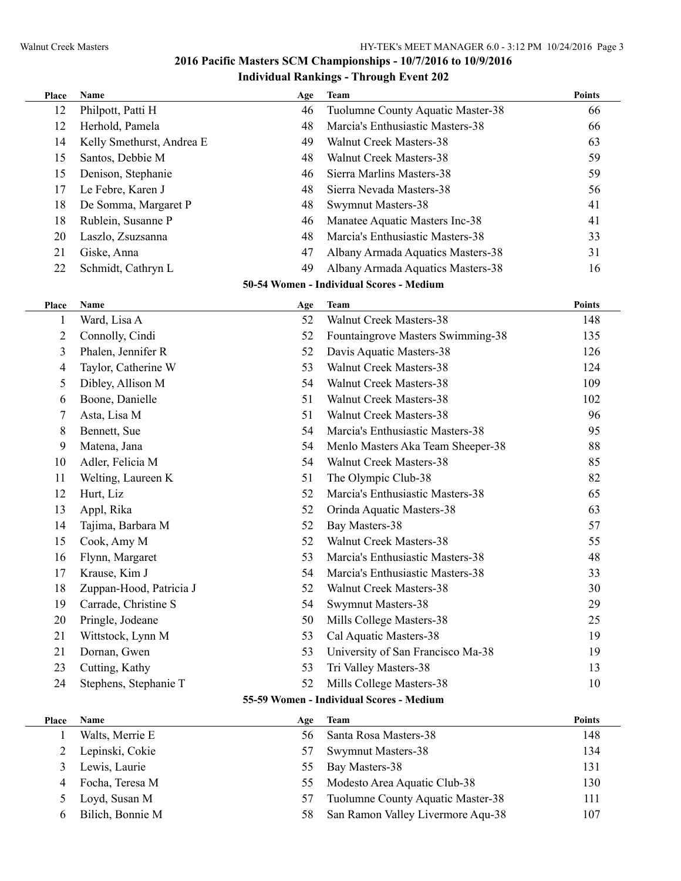## 2016 Pacific Masters SCM Championships - 10/7/2016 to 10/9/2016

### Individual Rankings - Through Event 202

| Place | Name | Age | Team | Points |
|---|---|---|---|---|
| 12 | Philpott, Patti H | 46 | Tuolumne County Aquatic Master-38 | 66 |
| 12 | Herhold, Pamela | 48 | Marcia's Enthusiastic Masters-38 | 66 |
| 14 | Kelly Smethurst, Andrea E | 49 | Walnut Creek Masters-38 | 63 |
| 15 | Santos, Debbie M | 48 | Walnut Creek Masters-38 | 59 |
| 15 | Denison, Stephanie | 46 | Sierra Marlins Masters-38 | 59 |
| 17 | Le Febre, Karen J | 48 | Sierra Nevada Masters-38 | 56 |
| 18 | De Somma, Margaret P | 48 | Swymnut Masters-38 | 41 |
| 18 | Rublein, Susanne P | 46 | Manatee Aquatic Masters Inc-38 | 41 |
| 20 | Laszlo, Zsuzsanna | 48 | Marcia's Enthusiastic Masters-38 | 33 |
| 21 | Giske, Anna | 47 | Albany Armada Aquatics Masters-38 | 31 |
| 22 | Schmidt, Cathryn L | 49 | Albany Armada Aquatics Masters-38 | 16 |

### 50-54 Women - Individual Scores - Medium

| Place | Name | Age | Team | Points |
|---|---|---|---|---|
| 1 | Ward, Lisa A | 52 | Walnut Creek Masters-38 | 148 |
| 2 | Connolly, Cindi | 52 | Fountaingrove Masters Swimming-38 | 135 |
| 3 | Phalen, Jennifer R | 52 | Davis Aquatic Masters-38 | 126 |
| 4 | Taylor, Catherine W | 53 | Walnut Creek Masters-38 | 124 |
| 5 | Dibley, Allison M | 54 | Walnut Creek Masters-38 | 109 |
| 6 | Boone, Danielle | 51 | Walnut Creek Masters-38 | 102 |
| 7 | Asta, Lisa M | 51 | Walnut Creek Masters-38 | 96 |
| 8 | Bennett, Sue | 54 | Marcia's Enthusiastic Masters-38 | 95 |
| 9 | Matena, Jana | 54 | Menlo Masters Aka Team Sheeper-38 | 88 |
| 10 | Adler, Felicia M | 54 | Walnut Creek Masters-38 | 85 |
| 11 | Welting, Laureen K | 51 | The Olympic Club-38 | 82 |
| 12 | Hurt, Liz | 52 | Marcia's Enthusiastic Masters-38 | 65 |
| 13 | Appl, Rika | 52 | Orinda Aquatic Masters-38 | 63 |
| 14 | Tajima, Barbara M | 52 | Bay Masters-38 | 57 |
| 15 | Cook, Amy M | 52 | Walnut Creek Masters-38 | 55 |
| 16 | Flynn, Margaret | 53 | Marcia's Enthusiastic Masters-38 | 48 |
| 17 | Krause, Kim J | 54 | Marcia's Enthusiastic Masters-38 | 33 |
| 18 | Zuppan-Hood, Patricia J | 52 | Walnut Creek Masters-38 | 30 |
| 19 | Carrade, Christine S | 54 | Swymnut Masters-38 | 29 |
| 20 | Pringle, Jodeane | 50 | Mills College Masters-38 | 25 |
| 21 | Wittstock, Lynn M | 53 | Cal Aquatic Masters-38 | 19 |
| 21 | Dornan, Gwen | 53 | University of San Francisco Ma-38 | 19 |
| 23 | Cutting, Kathy | 53 | Tri Valley Masters-38 | 13 |
| 24 | Stephens, Stephanie T | 52 | Mills College Masters-38 | 10 |

### 55-59 Women - Individual Scores - Medium

| Place | Name | Age | Team | Points |
|---|---|---|---|---|
| 1 | Walts, Merrie E | 56 | Santa Rosa Masters-38 | 148 |
| 2 | Lepinski, Cokie | 57 | Swymnut Masters-38 | 134 |
| 3 | Lewis, Laurie | 55 | Bay Masters-38 | 131 |
| 4 | Focha, Teresa M | 55 | Modesto Area Aquatic Club-38 | 130 |
| 5 | Loyd, Susan M | 57 | Tuolumne County Aquatic Master-38 | 111 |
| 6 | Bilich, Bonnie M | 58 | San Ramon Valley Livermore Aqu-38 | 107 |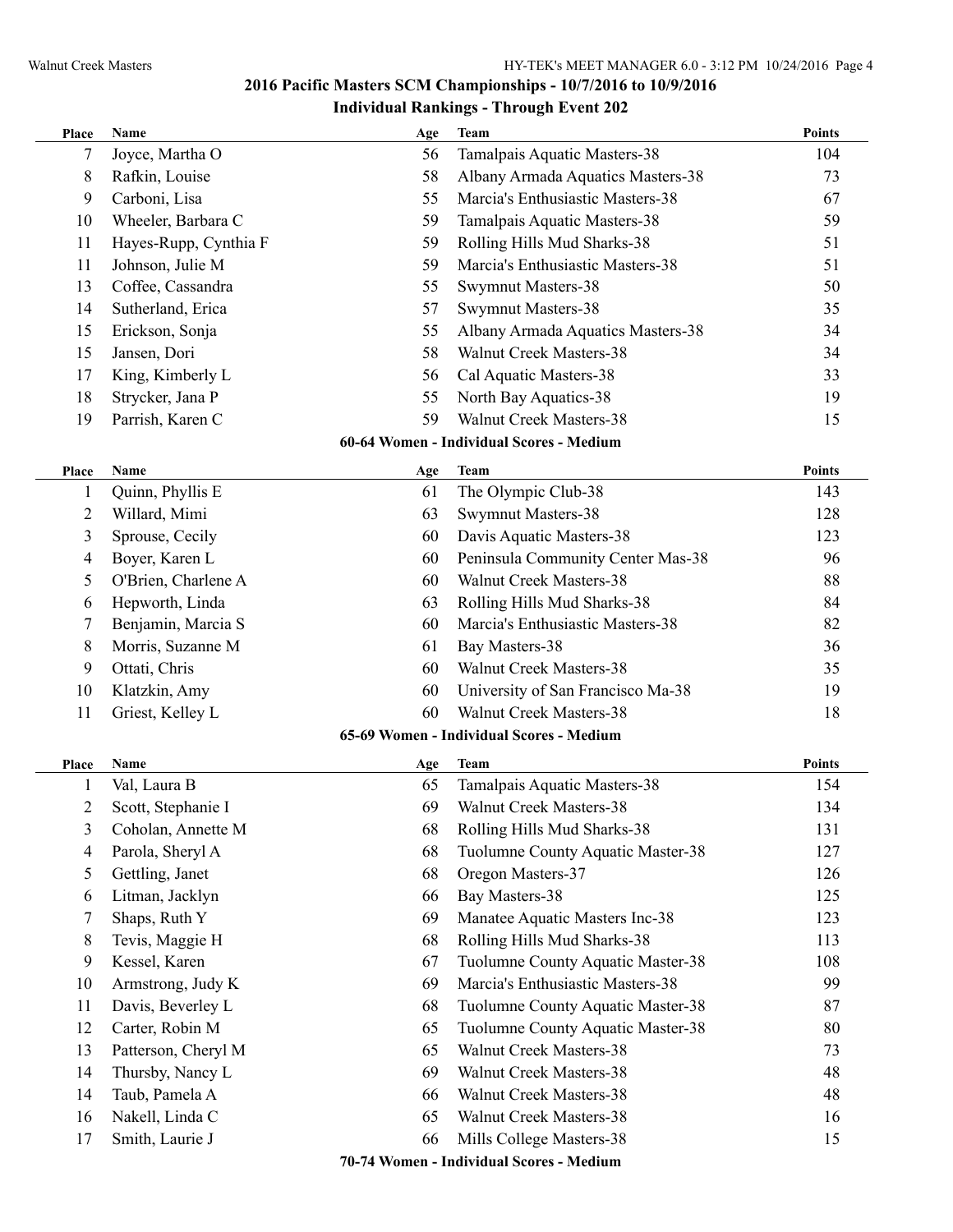## 2016 Pacific Masters SCM Championships - 10/7/2016 to 10/9/2016

### Individual Rankings - Through Event 202

| Place | Name | Age | Team | Points |
|---|---|---|---|---|
| 7 | Joyce, Martha O | 56 | Tamalpais Aquatic Masters-38 | 104 |
| 8 | Rafkin, Louise | 58 | Albany Armada Aquatics Masters-38 | 73 |
| 9 | Carboni, Lisa | 55 | Marcia's Enthusiastic Masters-38 | 67 |
| 10 | Wheeler, Barbara C | 59 | Tamalpais Aquatic Masters-38 | 59 |
| 11 | Hayes-Rupp, Cynthia F | 59 | Rolling Hills Mud Sharks-38 | 51 |
| 11 | Johnson, Julie M | 59 | Marcia's Enthusiastic Masters-38 | 51 |
| 13 | Coffee, Cassandra | 55 | Swymnut Masters-38 | 50 |
| 14 | Sutherland, Erica | 57 | Swymnut Masters-38 | 35 |
| 15 | Erickson, Sonja | 55 | Albany Armada Aquatics Masters-38 | 34 |
| 15 | Jansen, Dori | 58 | Walnut Creek Masters-38 | 34 |
| 17 | King, Kimberly L | 56 | Cal Aquatic Masters-38 | 33 |
| 18 | Strycker, Jana P | 55 | North Bay Aquatics-38 | 19 |
| 19 | Parrish, Karen C | 59 | Walnut Creek Masters-38 | 15 |

### 60-64 Women - Individual Scores - Medium

| Place | Name | Age | Team | Points |
|---|---|---|---|---|
| 1 | Quinn, Phyllis E | 61 | The Olympic Club-38 | 143 |
| 2 | Willard, Mimi | 63 | Swymnut Masters-38 | 128 |
| 3 | Sprouse, Cecily | 60 | Davis Aquatic Masters-38 | 123 |
| 4 | Boyer, Karen L | 60 | Peninsula Community Center Mas-38 | 96 |
| 5 | O'Brien, Charlene A | 60 | Walnut Creek Masters-38 | 88 |
| 6 | Hepworth, Linda | 63 | Rolling Hills Mud Sharks-38 | 84 |
| 7 | Benjamin, Marcia S | 60 | Marcia's Enthusiastic Masters-38 | 82 |
| 8 | Morris, Suzanne M | 61 | Bay Masters-38 | 36 |
| 9 | Ottati, Chris | 60 | Walnut Creek Masters-38 | 35 |
| 10 | Klatzkin, Amy | 60 | University of San Francisco Ma-38 | 19 |
| 11 | Griest, Kelley L | 60 | Walnut Creek Masters-38 | 18 |

### 65-69 Women - Individual Scores - Medium

| Place | Name | Age | Team | Points |
|---|---|---|---|---|
| 1 | Val, Laura B | 65 | Tamalpais Aquatic Masters-38 | 154 |
| 2 | Scott, Stephanie I | 69 | Walnut Creek Masters-38 | 134 |
| 3 | Coholan, Annette M | 68 | Rolling Hills Mud Sharks-38 | 131 |
| 4 | Parola, Sheryl A | 68 | Tuolumne County Aquatic Master-38 | 127 |
| 5 | Gettling, Janet | 68 | Oregon Masters-37 | 126 |
| 6 | Litman, Jacklyn | 66 | Bay Masters-38 | 125 |
| 7 | Shaps, Ruth Y | 69 | Manatee Aquatic Masters Inc-38 | 123 |
| 8 | Tevis, Maggie H | 68 | Rolling Hills Mud Sharks-38 | 113 |
| 9 | Kessel, Karen | 67 | Tuolumne County Aquatic Master-38 | 108 |
| 10 | Armstrong, Judy K | 69 | Marcia's Enthusiastic Masters-38 | 99 |
| 11 | Davis, Beverley L | 68 | Tuolumne County Aquatic Master-38 | 87 |
| 12 | Carter, Robin M | 65 | Tuolumne County Aquatic Master-38 | 80 |
| 13 | Patterson, Cheryl M | 65 | Walnut Creek Masters-38 | 73 |
| 14 | Thursby, Nancy L | 69 | Walnut Creek Masters-38 | 48 |
| 14 | Taub, Pamela A | 66 | Walnut Creek Masters-38 | 48 |
| 16 | Nakell, Linda C | 65 | Walnut Creek Masters-38 | 16 |
| 17 | Smith, Laurie J | 66 | Mills College Masters-38 | 15 |

### 70-74 Women - Individual Scores - Medium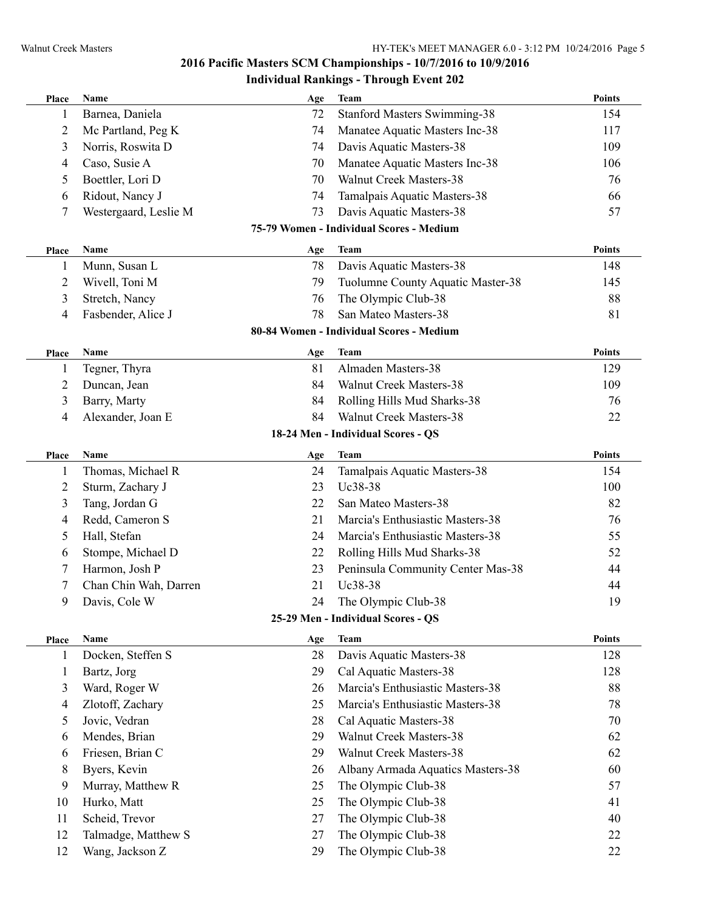## 2016 Pacific Masters SCM Championships - 10/7/2016 to 10/9/2016

### Individual Rankings - Through Event 202

| Place | Name | Age | Team | Points |
|---|---|---|---|---|
| 1 | Barnea, Daniela | 72 | Stanford Masters Swimming-38 | 154 |
| 2 | Mc Partland, Peg K | 74 | Manatee Aquatic Masters Inc-38 | 117 |
| 3 | Norris, Roswita D | 74 | Davis Aquatic Masters-38 | 109 |
| 4 | Caso, Susie A | 70 | Manatee Aquatic Masters Inc-38 | 106 |
| 5 | Boettler, Lori D | 70 | Walnut Creek Masters-38 | 76 |
| 6 | Ridout, Nancy J | 74 | Tamalpais Aquatic Masters-38 | 66 |
| 7 | Westergaard, Leslie M | 73 | Davis Aquatic Masters-38 | 57 |

#### 75-79 Women - Individual Scores - Medium

| Place | Name | Age | Team | Points |
|---|---|---|---|---|
| 1 | Munn, Susan L | 78 | Davis Aquatic Masters-38 | 148 |
| 2 | Wivell, Toni M | 79 | Tuolumne County Aquatic Master-38 | 145 |
| 3 | Stretch, Nancy | 76 | The Olympic Club-38 | 88 |
| 4 | Fasbender, Alice J | 78 | San Mateo Masters-38 | 81 |

#### 80-84 Women - Individual Scores - Medium

| Place | Name | Age | Team | Points |
|---|---|---|---|---|
| 1 | Tegner, Thyra | 81 | Almaden Masters-38 | 129 |
| 2 | Duncan, Jean | 84 | Walnut Creek Masters-38 | 109 |
| 3 | Barry, Marty | 84 | Rolling Hills Mud Sharks-38 | 76 |
| 4 | Alexander, Joan E | 84 | Walnut Creek Masters-38 | 22 |

#### 18-24 Men - Individual Scores - QS

| Place | Name | Age | Team | Points |
|---|---|---|---|---|
| 1 | Thomas, Michael R | 24 | Tamalpais Aquatic Masters-38 | 154 |
| 2 | Sturm, Zachary J | 23 | Uc38-38 | 100 |
| 3 | Tang, Jordan G | 22 | San Mateo Masters-38 | 82 |
| 4 | Redd, Cameron S | 21 | Marcia's Enthusiastic Masters-38 | 76 |
| 5 | Hall, Stefan | 24 | Marcia's Enthusiastic Masters-38 | 55 |
| 6 | Stompe, Michael D | 22 | Rolling Hills Mud Sharks-38 | 52 |
| 7 | Harmon, Josh P | 23 | Peninsula Community Center Mas-38 | 44 |
| 7 | Chan Chin Wah, Darren | 21 | Uc38-38 | 44 |
| 9 | Davis, Cole W | 24 | The Olympic Club-38 | 19 |

#### 25-29 Men - Individual Scores - QS

| Place | Name | Age | Team | Points |
|---|---|---|---|---|
| 1 | Docken, Steffen S | 28 | Davis Aquatic Masters-38 | 128 |
| 1 | Bartz, Jorg | 29 | Cal Aquatic Masters-38 | 128 |
| 3 | Ward, Roger W | 26 | Marcia's Enthusiastic Masters-38 | 88 |
| 4 | Zlotoff, Zachary | 25 | Marcia's Enthusiastic Masters-38 | 78 |
| 5 | Jovic, Vedran | 28 | Cal Aquatic Masters-38 | 70 |
| 6 | Mendes, Brian | 29 | Walnut Creek Masters-38 | 62 |
| 6 | Friesen, Brian C | 29 | Walnut Creek Masters-38 | 62 |
| 8 | Byers, Kevin | 26 | Albany Armada Aquatics Masters-38 | 60 |
| 9 | Murray, Matthew R | 25 | The Olympic Club-38 | 57 |
| 10 | Hurko, Matt | 25 | The Olympic Club-38 | 41 |
| 11 | Scheid, Trevor | 27 | The Olympic Club-38 | 40 |
| 12 | Talmadge, Matthew S | 27 | The Olympic Club-38 | 22 |
| 12 | Wang, Jackson Z | 29 | The Olympic Club-38 | 22 |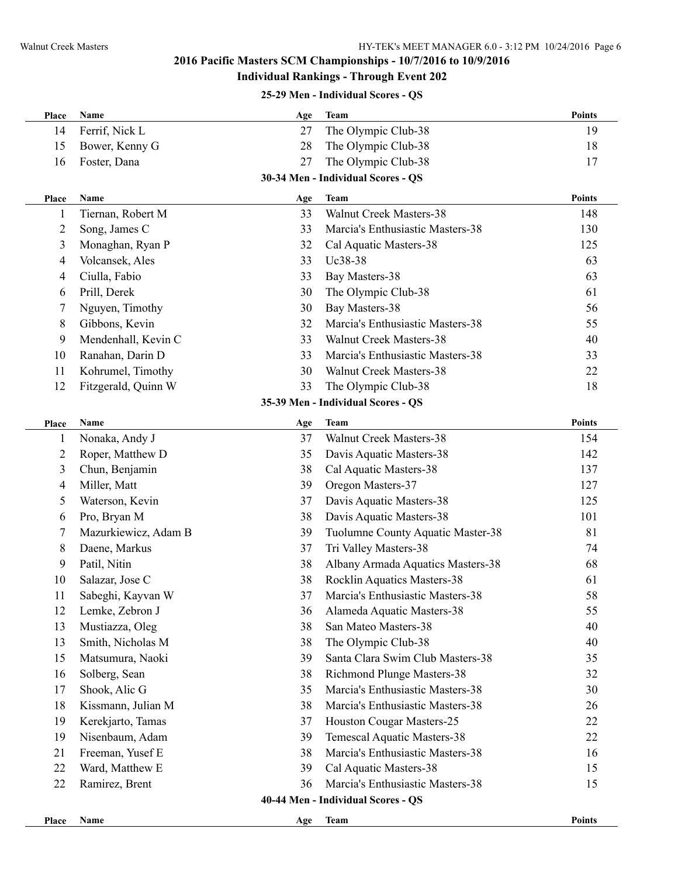## 2016 Pacific Masters SCM Championships - 10/7/2016 to 10/9/2016

### Individual Rankings - Through Event 202

#### 25-29 Men - Individual Scores - QS

| Place | Name | Age | Team | Points |
|---|---|---|---|---|
| 14 | Ferrif, Nick L | 27 | The Olympic Club-38 | 19 |
| 15 | Bower, Kenny G | 28 | The Olympic Club-38 | 18 |
| 16 | Foster, Dana | 27 | The Olympic Club-38 | 17 |

#### 30-34 Men - Individual Scores - QS

| Place | Name | Age | Team | Points |
|---|---|---|---|---|
| 1 | Tiernan, Robert M | 33 | Walnut Creek Masters-38 | 148 |
| 2 | Song, James C | 33 | Marcia's Enthusiastic Masters-38 | 130 |
| 3 | Monaghan, Ryan P | 32 | Cal Aquatic Masters-38 | 125 |
| 4 | Volcansek, Ales | 33 | Uc38-38 | 63 |
| 4 | Ciulla, Fabio | 33 | Bay Masters-38 | 63 |
| 6 | Prill, Derek | 30 | The Olympic Club-38 | 61 |
| 7 | Nguyen, Timothy | 30 | Bay Masters-38 | 56 |
| 8 | Gibbons, Kevin | 32 | Marcia's Enthusiastic Masters-38 | 55 |
| 9 | Mendenhall, Kevin C | 33 | Walnut Creek Masters-38 | 40 |
| 10 | Ranahan, Darin D | 33 | Marcia's Enthusiastic Masters-38 | 33 |
| 11 | Kohrumel, Timothy | 30 | Walnut Creek Masters-38 | 22 |
| 12 | Fitzgerald, Quinn W | 33 | The Olympic Club-38 | 18 |

#### 35-39 Men - Individual Scores - QS

| Place | Name | Age | Team | Points |
|---|---|---|---|---|
| 1 | Nonaka, Andy J | 37 | Walnut Creek Masters-38 | 154 |
| 2 | Roper, Matthew D | 35 | Davis Aquatic Masters-38 | 142 |
| 3 | Chun, Benjamin | 38 | Cal Aquatic Masters-38 | 137 |
| 4 | Miller, Matt | 39 | Oregon Masters-37 | 127 |
| 5 | Waterson, Kevin | 37 | Davis Aquatic Masters-38 | 125 |
| 6 | Pro, Bryan M | 38 | Davis Aquatic Masters-38 | 101 |
| 7 | Mazurkiewicz, Adam B | 39 | Tuolumne County Aquatic Master-38 | 81 |
| 8 | Daene, Markus | 37 | Tri Valley Masters-38 | 74 |
| 9 | Patil, Nitin | 38 | Albany Armada Aquatics Masters-38 | 68 |
| 10 | Salazar, Jose C | 38 | Rocklin Aquatics Masters-38 | 61 |
| 11 | Sabeghi, Kayvan W | 37 | Marcia's Enthusiastic Masters-38 | 58 |
| 12 | Lemke, Zebron J | 36 | Alameda Aquatic Masters-38 | 55 |
| 13 | Mustiazza, Oleg | 38 | San Mateo Masters-38 | 40 |
| 13 | Smith, Nicholas M | 38 | The Olympic Club-38 | 40 |
| 15 | Matsumura, Naoki | 39 | Santa Clara Swim Club Masters-38 | 35 |
| 16 | Solberg, Sean | 38 | Richmond Plunge Masters-38 | 32 |
| 17 | Shook, Alic G | 35 | Marcia's Enthusiastic Masters-38 | 30 |
| 18 | Kissmann, Julian M | 38 | Marcia's Enthusiastic Masters-38 | 26 |
| 19 | Kerekjarto, Tamas | 37 | Houston Cougar Masters-25 | 22 |
| 19 | Nisenbaum, Adam | 39 | Temescal Aquatic Masters-38 | 22 |
| 21 | Freeman, Yusef E | 38 | Marcia's Enthusiastic Masters-38 | 16 |
| 22 | Ward, Matthew E | 39 | Cal Aquatic Masters-38 | 15 |
| 22 | Ramirez, Brent | 36 | Marcia's Enthusiastic Masters-38 | 15 |

#### 40-44 Men - Individual Scores - QS

| Place | Name | Age | Team | Points |
|---|---|---|---|---|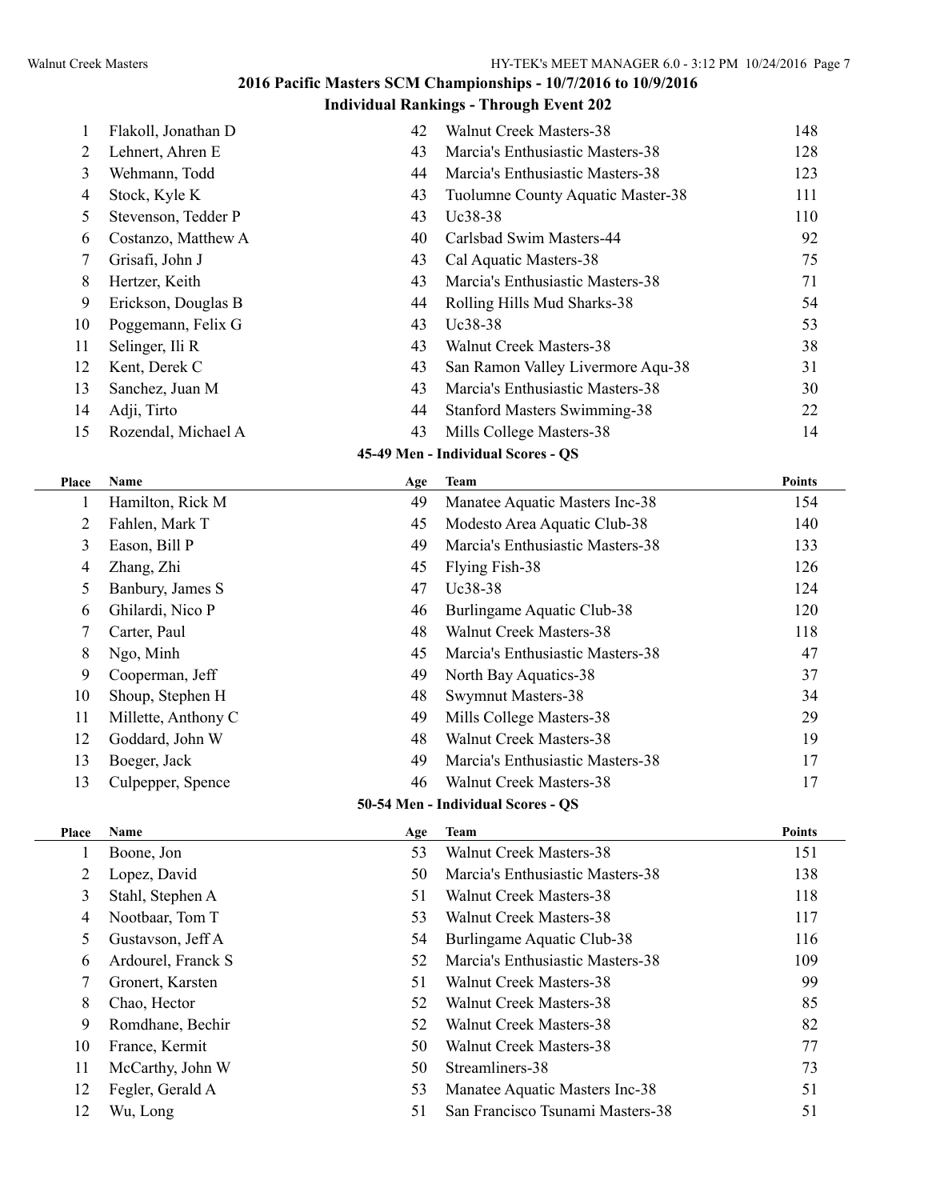## 2016 Pacific Masters SCM Championships - 10/7/2016 to 10/9/2016

### Individual Rankings - Through Event 202

| Place | Name | Age | Team | Points |
|---|---|---|---|---|
| 1 | Flakoll, Jonathan D | 42 | Walnut Creek Masters-38 | 148 |
| 2 | Lehnert, Ahren E | 43 | Marcia's Enthusiastic Masters-38 | 128 |
| 3 | Wehmann, Todd | 44 | Marcia's Enthusiastic Masters-38 | 123 |
| 4 | Stock, Kyle K | 43 | Tuolumne County Aquatic Master-38 | 111 |
| 5 | Stevenson, Tedder P | 43 | Uc38-38 | 110 |
| 6 | Costanzo, Matthew A | 40 | Carlsbad Swim Masters-44 | 92 |
| 7 | Grisafi, John J | 43 | Cal Aquatic Masters-38 | 75 |
| 8 | Hertzer, Keith | 43 | Marcia's Enthusiastic Masters-38 | 71 |
| 9 | Erickson, Douglas B | 44 | Rolling Hills Mud Sharks-38 | 54 |
| 10 | Poggemann, Felix G | 43 | Uc38-38 | 53 |
| 11 | Selinger, Ili R | 43 | Walnut Creek Masters-38 | 38 |
| 12 | Kent, Derek C | 43 | San Ramon Valley Livermore Aqu-38 | 31 |
| 13 | Sanchez, Juan M | 43 | Marcia's Enthusiastic Masters-38 | 30 |
| 14 | Adji, Tirto | 44 | Stanford Masters Swimming-38 | 22 |
| 15 | Rozendal, Michael A | 43 | Mills College Masters-38 | 14 |

### 45-49 Men - Individual Scores - QS

| Place | Name | Age | Team | Points |
|---|---|---|---|---|
| 1 | Hamilton, Rick M | 49 | Manatee Aquatic Masters Inc-38 | 154 |
| 2 | Fahlen, Mark T | 45 | Modesto Area Aquatic Club-38 | 140 |
| 3 | Eason, Bill P | 49 | Marcia's Enthusiastic Masters-38 | 133 |
| 4 | Zhang, Zhi | 45 | Flying Fish-38 | 126 |
| 5 | Banbury, James S | 47 | Uc38-38 | 124 |
| 6 | Ghilardi, Nico P | 46 | Burlingame Aquatic Club-38 | 120 |
| 7 | Carter, Paul | 48 | Walnut Creek Masters-38 | 118 |
| 8 | Ngo, Minh | 45 | Marcia's Enthusiastic Masters-38 | 47 |
| 9 | Cooperman, Jeff | 49 | North Bay Aquatics-38 | 37 |
| 10 | Shoup, Stephen H | 48 | Swymnut Masters-38 | 34 |
| 11 | Millette, Anthony C | 49 | Mills College Masters-38 | 29 |
| 12 | Goddard, John W | 48 | Walnut Creek Masters-38 | 19 |
| 13 | Boeger, Jack | 49 | Marcia's Enthusiastic Masters-38 | 17 |
| 13 | Culpepper, Spence | 46 | Walnut Creek Masters-38 | 17 |

### 50-54 Men - Individual Scores - QS

| Place | Name | Age | Team | Points |
|---|---|---|---|---|
| 1 | Boone, Jon | 53 | Walnut Creek Masters-38 | 151 |
| 2 | Lopez, David | 50 | Marcia's Enthusiastic Masters-38 | 138 |
| 3 | Stahl, Stephen A | 51 | Walnut Creek Masters-38 | 118 |
| 4 | Nootbaar, Tom T | 53 | Walnut Creek Masters-38 | 117 |
| 5 | Gustavson, Jeff A | 54 | Burlingame Aquatic Club-38 | 116 |
| 6 | Ardourel, Franck S | 52 | Marcia's Enthusiastic Masters-38 | 109 |
| 7 | Gronert, Karsten | 51 | Walnut Creek Masters-38 | 99 |
| 8 | Chao, Hector | 52 | Walnut Creek Masters-38 | 85 |
| 9 | Romdhane, Bechir | 52 | Walnut Creek Masters-38 | 82 |
| 10 | France, Kermit | 50 | Walnut Creek Masters-38 | 77 |
| 11 | McCarthy, John W | 50 | Streamliners-38 | 73 |
| 12 | Fegler, Gerald A | 53 | Manatee Aquatic Masters Inc-38 | 51 |
| 12 | Wu, Long | 51 | San Francisco Tsunami Masters-38 | 51 |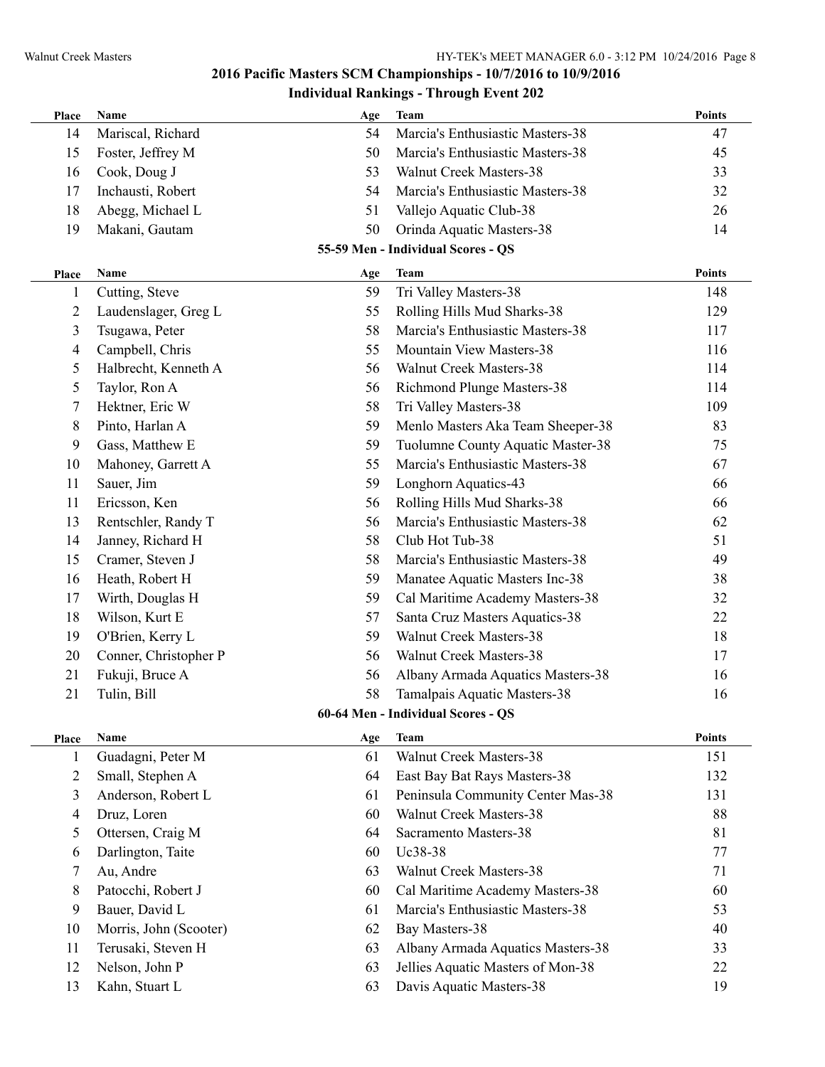## 2016 Pacific Masters SCM Championships - 10/7/2016 to 10/9/2016

### Individual Rankings - Through Event 202

| Place | Name | Age | Team | Points |
|---|---|---|---|---|
| 14 | Mariscal, Richard | 54 | Marcia's Enthusiastic Masters-38 | 47 |
| 15 | Foster, Jeffrey M | 50 | Marcia's Enthusiastic Masters-38 | 45 |
| 16 | Cook, Doug J | 53 | Walnut Creek Masters-38 | 33 |
| 17 | Inchausti, Robert | 54 | Marcia's Enthusiastic Masters-38 | 32 |
| 18 | Abegg, Michael L | 51 | Vallejo Aquatic Club-38 | 26 |
| 19 | Makani, Gautam | 50 | Orinda Aquatic Masters-38 | 14 |

### 55-59 Men - Individual Scores - QS

| Place | Name | Age | Team | Points |
|---|---|---|---|---|
| 1 | Cutting, Steve | 59 | Tri Valley Masters-38 | 148 |
| 2 | Laudenslager, Greg L | 55 | Rolling Hills Mud Sharks-38 | 129 |
| 3 | Tsugawa, Peter | 58 | Marcia's Enthusiastic Masters-38 | 117 |
| 4 | Campbell, Chris | 55 | Mountain View Masters-38 | 116 |
| 5 | Halbrecht, Kenneth A | 56 | Walnut Creek Masters-38 | 114 |
| 5 | Taylor, Ron A | 56 | Richmond Plunge Masters-38 | 114 |
| 7 | Hektner, Eric W | 58 | Tri Valley Masters-38 | 109 |
| 8 | Pinto, Harlan A | 59 | Menlo Masters Aka Team Sheeper-38 | 83 |
| 9 | Gass, Matthew E | 59 | Tuolumne County Aquatic Master-38 | 75 |
| 10 | Mahoney, Garrett A | 55 | Marcia's Enthusiastic Masters-38 | 67 |
| 11 | Sauer, Jim | 59 | Longhorn Aquatics-43 | 66 |
| 11 | Ericsson, Ken | 56 | Rolling Hills Mud Sharks-38 | 66 |
| 13 | Rentschler, Randy T | 56 | Marcia's Enthusiastic Masters-38 | 62 |
| 14 | Janney, Richard H | 58 | Club Hot Tub-38 | 51 |
| 15 | Cramer, Steven J | 58 | Marcia's Enthusiastic Masters-38 | 49 |
| 16 | Heath, Robert H | 59 | Manatee Aquatic Masters Inc-38 | 38 |
| 17 | Wirth, Douglas H | 59 | Cal Maritime Academy Masters-38 | 32 |
| 18 | Wilson, Kurt E | 57 | Santa Cruz Masters Aquatics-38 | 22 |
| 19 | O'Brien, Kerry L | 59 | Walnut Creek Masters-38 | 18 |
| 20 | Conner, Christopher P | 56 | Walnut Creek Masters-38 | 17 |
| 21 | Fukuji, Bruce A | 56 | Albany Armada Aquatics Masters-38 | 16 |
| 21 | Tulin, Bill | 58 | Tamalpais Aquatic Masters-38 | 16 |

### 60-64 Men - Individual Scores - QS

| Place | Name | Age | Team | Points |
|---|---|---|---|---|
| 1 | Guadagni, Peter M | 61 | Walnut Creek Masters-38 | 151 |
| 2 | Small, Stephen A | 64 | East Bay Bat Rays Masters-38 | 132 |
| 3 | Anderson, Robert L | 61 | Peninsula Community Center Mas-38 | 131 |
| 4 | Druz, Loren | 60 | Walnut Creek Masters-38 | 88 |
| 5 | Ottersen, Craig M | 64 | Sacramento Masters-38 | 81 |
| 6 | Darlington, Taite | 60 | Uc38-38 | 77 |
| 7 | Au, Andre | 63 | Walnut Creek Masters-38 | 71 |
| 8 | Patocchi, Robert J | 60 | Cal Maritime Academy Masters-38 | 60 |
| 9 | Bauer, David L | 61 | Marcia's Enthusiastic Masters-38 | 53 |
| 10 | Morris, John (Scooter) | 62 | Bay Masters-38 | 40 |
| 11 | Terusaki, Steven H | 63 | Albany Armada Aquatics Masters-38 | 33 |
| 12 | Nelson, John P | 63 | Jellies Aquatic Masters of Mon-38 | 22 |
| 13 | Kahn, Stuart L | 63 | Davis Aquatic Masters-38 | 19 |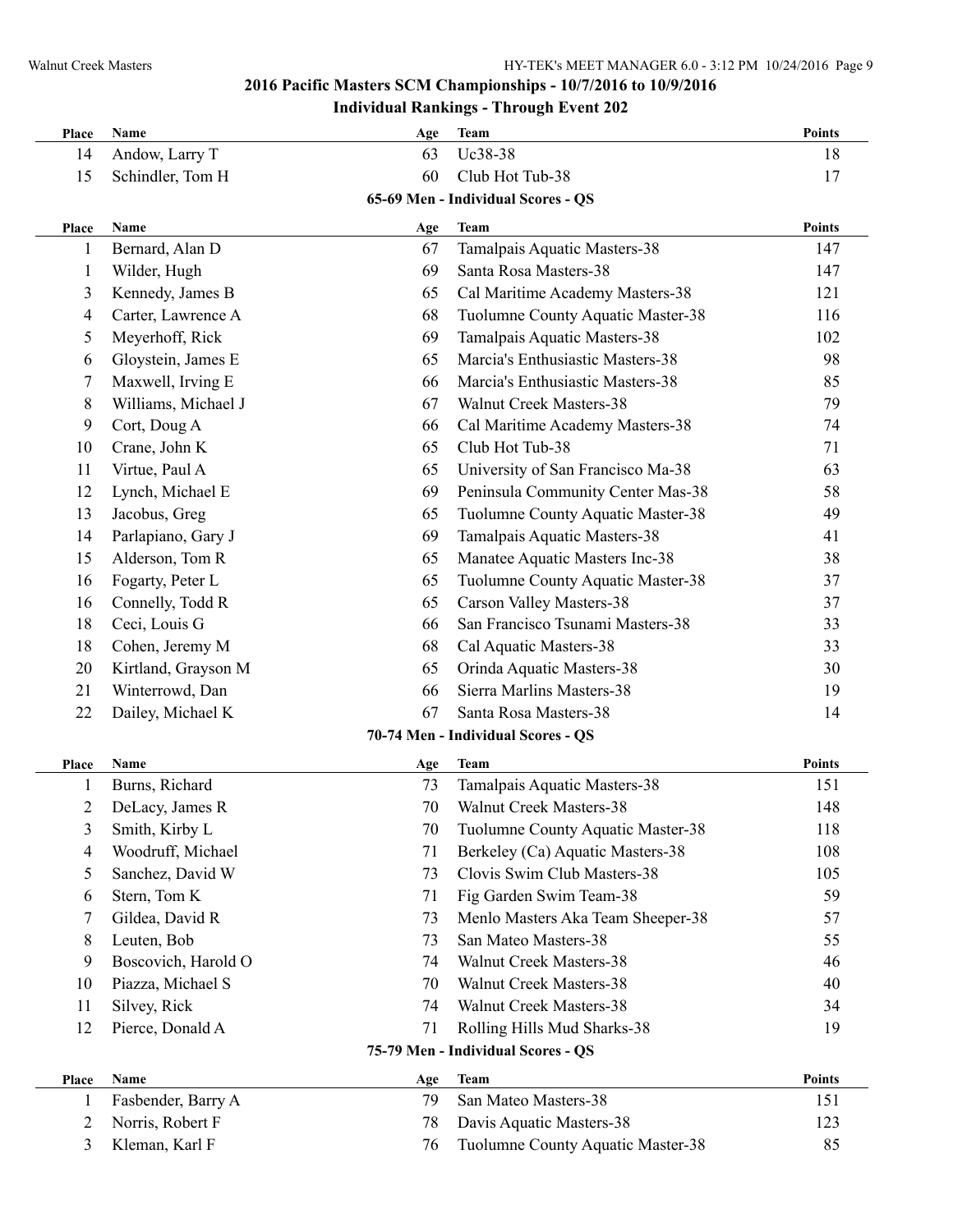## 2016 Pacific Masters SCM Championships - 10/7/2016 to 10/9/2016

### Individual Rankings - Through Event 202

| Place | Name | Age | Team | Points |
|---|---|---|---|---|
| 14 | Andow, Larry T | 63 | Uc38-38 | 18 |
| 15 | Schindler, Tom H | 60 | Club Hot Tub-38 | 17 |

### 65-69 Men - Individual Scores - QS

| Place | Name | Age | Team | Points |
|---|---|---|---|---|
| 1 | Bernard, Alan D | 67 | Tamalpais Aquatic Masters-38 | 147 |
| 1 | Wilder, Hugh | 69 | Santa Rosa Masters-38 | 147 |
| 3 | Kennedy, James B | 65 | Cal Maritime Academy Masters-38 | 121 |
| 4 | Carter, Lawrence A | 68 | Tuolumne County Aquatic Master-38 | 116 |
| 5 | Meyerhoff, Rick | 69 | Tamalpais Aquatic Masters-38 | 102 |
| 6 | Gloystein, James E | 65 | Marcia's Enthusiastic Masters-38 | 98 |
| 7 | Maxwell, Irving E | 66 | Marcia's Enthusiastic Masters-38 | 85 |
| 8 | Williams, Michael J | 67 | Walnut Creek Masters-38 | 79 |
| 9 | Cort, Doug A | 66 | Cal Maritime Academy Masters-38 | 74 |
| 10 | Crane, John K | 65 | Club Hot Tub-38 | 71 |
| 11 | Virtue, Paul A | 65 | University of San Francisco Ma-38 | 63 |
| 12 | Lynch, Michael E | 69 | Peninsula Community Center Mas-38 | 58 |
| 13 | Jacobus, Greg | 65 | Tuolumne County Aquatic Master-38 | 49 |
| 14 | Parlapiano, Gary J | 69 | Tamalpais Aquatic Masters-38 | 41 |
| 15 | Alderson, Tom R | 65 | Manatee Aquatic Masters Inc-38 | 38 |
| 16 | Fogarty, Peter L | 65 | Tuolumne County Aquatic Master-38 | 37 |
| 16 | Connelly, Todd R | 65 | Carson Valley Masters-38 | 37 |
| 18 | Ceci, Louis G | 66 | San Francisco Tsunami Masters-38 | 33 |
| 18 | Cohen, Jeremy M | 68 | Cal Aquatic Masters-38 | 33 |
| 20 | Kirtland, Grayson M | 65 | Orinda Aquatic Masters-38 | 30 |
| 21 | Winterrowd, Dan | 66 | Sierra Marlins Masters-38 | 19 |
| 22 | Dailey, Michael K | 67 | Santa Rosa Masters-38 | 14 |

### 70-74 Men - Individual Scores - QS

| Place | Name | Age | Team | Points |
|---|---|---|---|---|
| 1 | Burns, Richard | 73 | Tamalpais Aquatic Masters-38 | 151 |
| 2 | DeLacy, James R | 70 | Walnut Creek Masters-38 | 148 |
| 3 | Smith, Kirby L | 70 | Tuolumne County Aquatic Master-38 | 118 |
| 4 | Woodruff, Michael | 71 | Berkeley (Ca) Aquatic Masters-38 | 108 |
| 5 | Sanchez, David W | 73 | Clovis Swim Club Masters-38 | 105 |
| 6 | Stern, Tom K | 71 | Fig Garden Swim Team-38 | 59 |
| 7 | Gildea, David R | 73 | Menlo Masters Aka Team Sheeper-38 | 57 |
| 8 | Leuten, Bob | 73 | San Mateo Masters-38 | 55 |
| 9 | Boscovich, Harold O | 74 | Walnut Creek Masters-38 | 46 |
| 10 | Piazza, Michael S | 70 | Walnut Creek Masters-38 | 40 |
| 11 | Silvey, Rick | 74 | Walnut Creek Masters-38 | 34 |
| 12 | Pierce, Donald A | 71 | Rolling Hills Mud Sharks-38 | 19 |

### 75-79 Men - Individual Scores - QS

| Place | Name | Age | Team | Points |
|---|---|---|---|---|
| 1 | Fasbender, Barry A | 79 | San Mateo Masters-38 | 151 |
| 2 | Norris, Robert F | 78 | Davis Aquatic Masters-38 | 123 |
| 3 | Kleman, Karl F | 76 | Tuolumne County Aquatic Master-38 | 85 |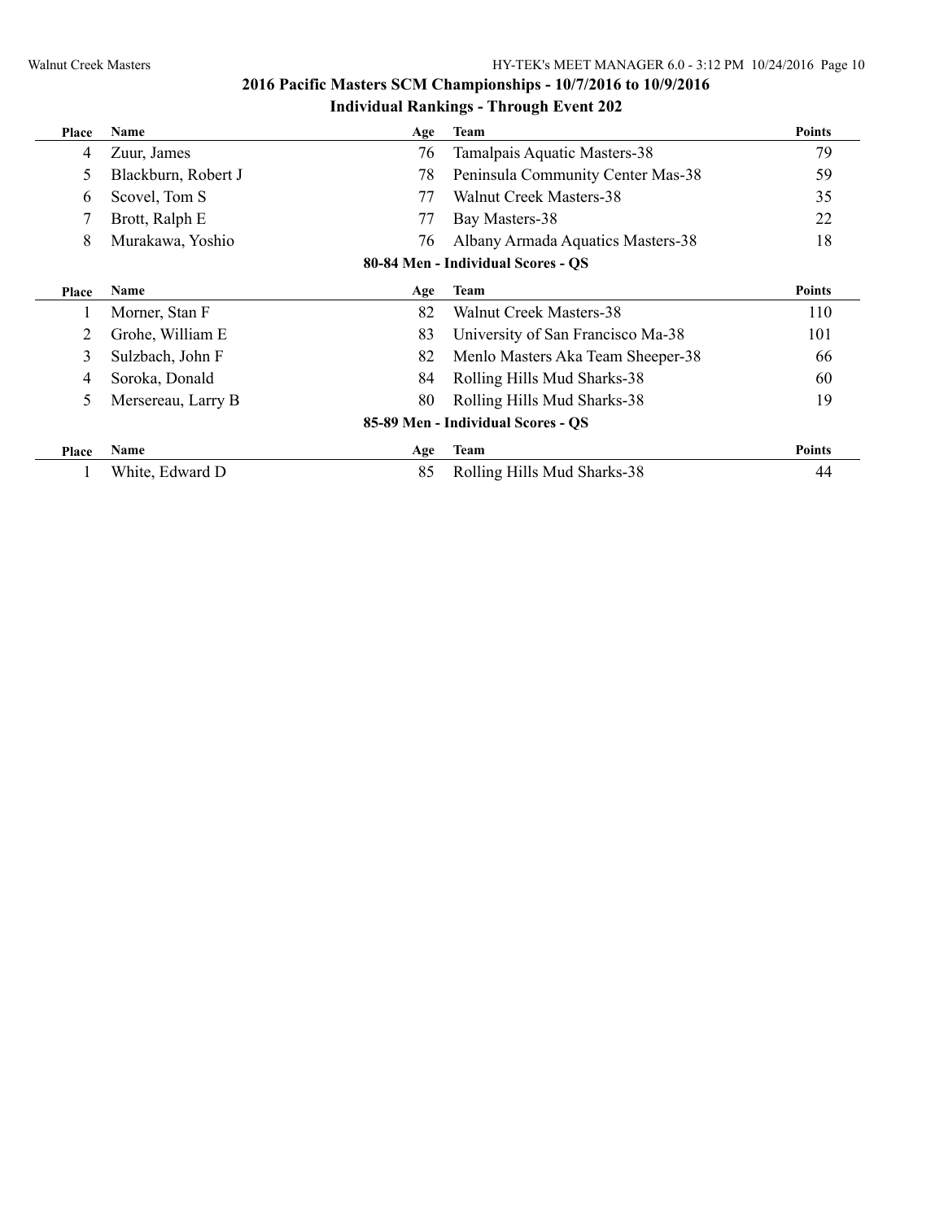## 2016 Pacific Masters SCM Championships - 10/7/2016 to 10/9/2016

### Individual Rankings - Through Event 202

| Place | Name | Age | Team | Points |
|---|---|---|---|---|
| 4 | Zuur, James | 76 | Tamalpais Aquatic Masters-38 | 79 |
| 5 | Blackburn, Robert J | 78 | Peninsula Community Center Mas-38 | 59 |
| 6 | Scovel, Tom S | 77 | Walnut Creek Masters-38 | 35 |
| 7 | Brott, Ralph E | 77 | Bay Masters-38 | 22 |
| 8 | Murakawa, Yoshio | 76 | Albany Armada Aquatics Masters-38 | 18 |

#### 80-84 Men - Individual Scores - QS

| Place | Name | Age | Team | Points |
|---|---|---|---|---|
| 1 | Morner, Stan F | 82 | Walnut Creek Masters-38 | 110 |
| 2 | Grohe, William E | 83 | University of San Francisco Ma-38 | 101 |
| 3 | Sulzbach, John F | 82 | Menlo Masters Aka Team Sheeper-38 | 66 |
| 4 | Soroka, Donald | 84 | Rolling Hills Mud Sharks-38 | 60 |
| 5 | Mersereau, Larry B | 80 | Rolling Hills Mud Sharks-38 | 19 |

#### 85-89 Men - Individual Scores - QS

| Place | Name | Age | Team | Points |
|---|---|---|---|---|
| 1 | White, Edward D | 85 | Rolling Hills Mud Sharks-38 | 44 |